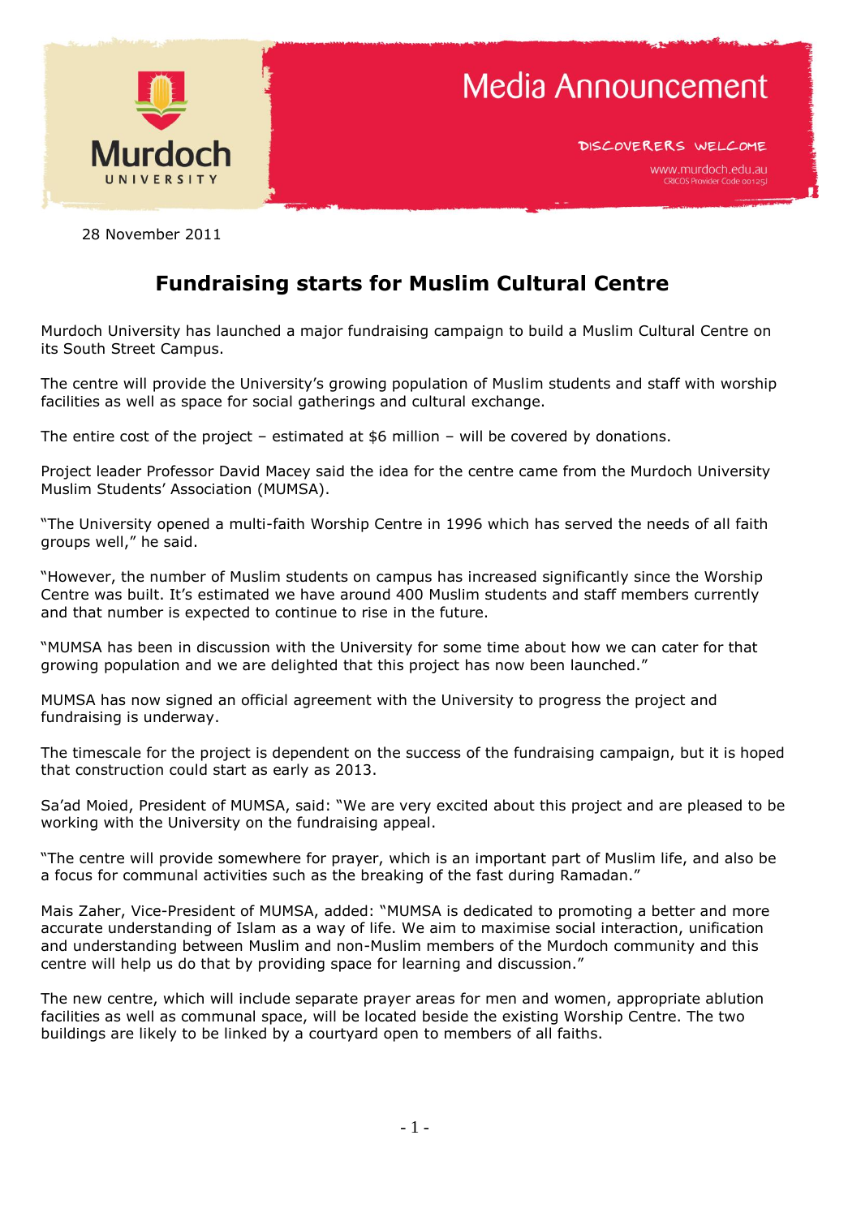Murdoch UNIVERSITY

# Media Announcement

DISCOVERERS WELCOME

www.murdoch.edu.au
CRICOS Provider Code 00125J

28 November 2011

## Fundraising starts for Muslim Cultural Centre

Murdoch University has launched a major fundraising campaign to build a Muslim Cultural Centre on its South Street Campus.

The centre will provide the University's growing population of Muslim students and staff with worship facilities as well as space for social gatherings and cultural exchange.

The entire cost of the project – estimated at $6 million – will be covered by donations.

Project leader Professor David Macey said the idea for the centre came from the Murdoch University Muslim Students' Association (MUMSA).

"The University opened a multi-faith Worship Centre in 1996 which has served the needs of all faith groups well," he said.

"However, the number of Muslim students on campus has increased significantly since the Worship Centre was built. It's estimated we have around 400 Muslim students and staff members currently and that number is expected to continue to rise in the future.

"MUMSA has been in discussion with the University for some time about how we can cater for that growing population and we are delighted that this project has now been launched."

MUMSA has now signed an official agreement with the University to progress the project and fundraising is underway.

The timescale for the project is dependent on the success of the fundraising campaign, but it is hoped that construction could start as early as 2013.

Sa'ad Moied, President of MUMSA, said: "We are very excited about this project and are pleased to be working with the University on the fundraising appeal.

"The centre will provide somewhere for prayer, which is an important part of Muslim life, and also be a focus for communal activities such as the breaking of the fast during Ramadan."

Mais Zaher, Vice-President of MUMSA, added: "MUMSA is dedicated to promoting a better and more accurate understanding of Islam as a way of life. We aim to maximise social interaction, unification and understanding between Muslim and non-Muslim members of the Murdoch community and this centre will help us do that by providing space for learning and discussion."

The new centre, which will include separate prayer areas for men and women, appropriate ablution facilities as well as communal space, will be located beside the existing Worship Centre. The two buildings are likely to be linked by a courtyard open to members of all faiths.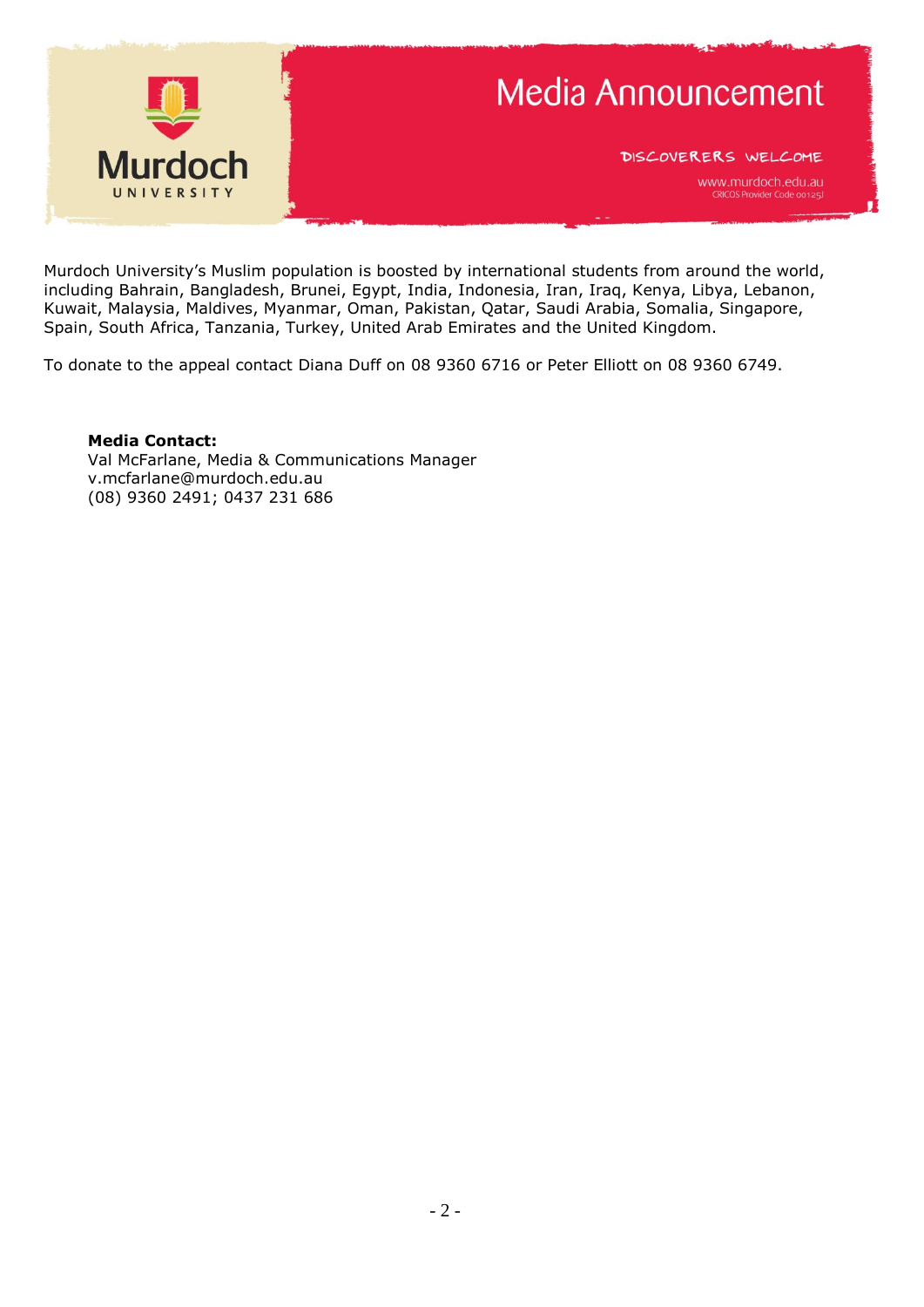Murdoch University's Muslim population is boosted by international students from around the world, including Bahrain, Bangladesh, Brunei, Egypt, India, Indonesia, Iran, Iraq, Kenya, Libya, Lebanon, Kuwait, Malaysia, Maldives, Myanmar, Oman, Pakistan, Qatar, Saudi Arabia, Somalia, Singapore, Spain, South Africa, Tanzania, Turkey, United Arab Emirates and the United Kingdom.

To donate to the appeal contact Diana Duff on 08 9360 6716 or Peter Elliott on 08 9360 6749.

**Media Contact:**
Val McFarlane, Media & Communications Manager
v.mcfarlane@murdoch.edu.au
(08) 9360 2491; 0437 231 686